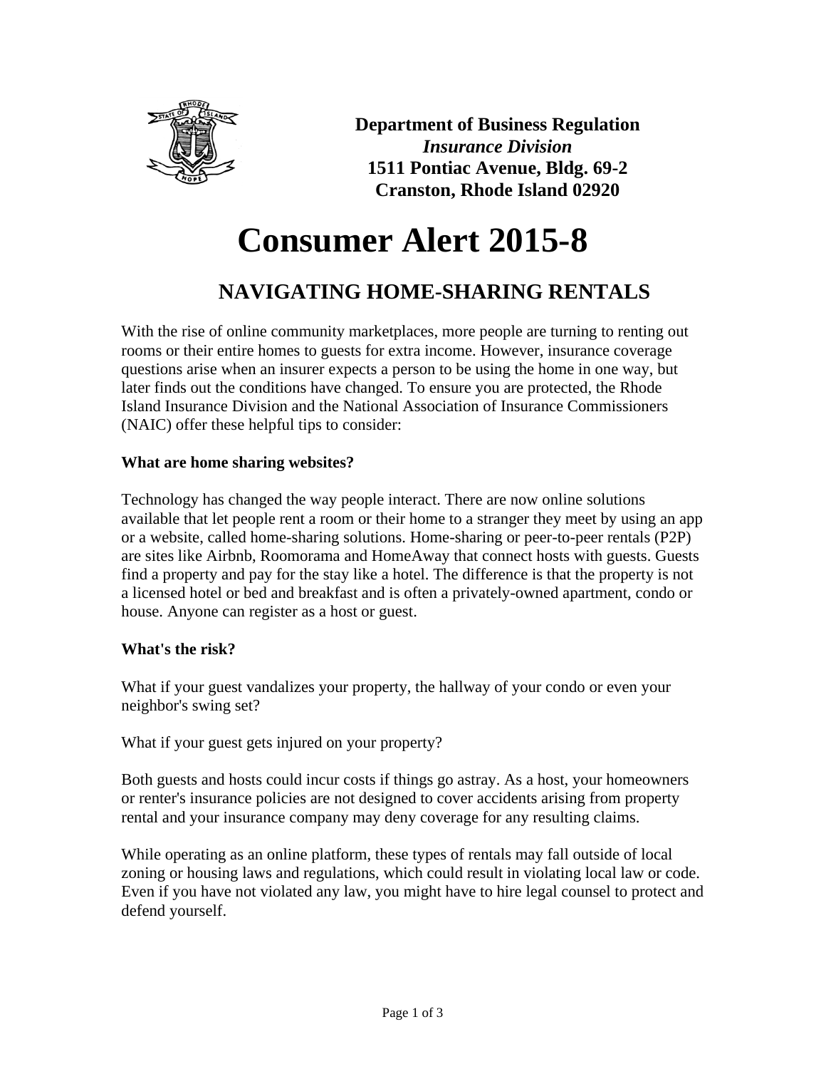**Department of Business Regulation**
***Insurance Division***
**1511 Pontiac Avenue, Bldg. 69-2**
**Cranston, Rhode Island 02920**

# Consumer Alert 2015-8

## NAVIGATING HOME-SHARING RENTALS

With the rise of online community marketplaces, more people are turning to renting out rooms or their entire homes to guests for extra income. However, insurance coverage questions arise when an insurer expects a person to be using the home in one way, but later finds out the conditions have changed. To ensure you are protected, the Rhode Island Insurance Division and the National Association of Insurance Commissioners (NAIC) offer these helpful tips to consider:

**What are home sharing websites?**

Technology has changed the way people interact. There are now online solutions available that let people rent a room or their home to a stranger they meet by using an app or a website, called home-sharing solutions. Home-sharing or peer-to-peer rentals (P2P) are sites like Airbnb, Roomorama and HomeAway that connect hosts with guests. Guests find a property and pay for the stay like a hotel. The difference is that the property is not a licensed hotel or bed and breakfast and is often a privately-owned apartment, condo or house. Anyone can register as a host or guest.

**What's the risk?**

What if your guest vandalizes your property, the hallway of your condo or even your neighbor's swing set?

What if your guest gets injured on your property?

Both guests and hosts could incur costs if things go astray. As a host, your homeowners or renter's insurance policies are not designed to cover accidents arising from property rental and your insurance company may deny coverage for any resulting claims.

While operating as an online platform, these types of rentals may fall outside of local zoning or housing laws and regulations, which could result in violating local law or code. Even if you have not violated any law, you might have to hire legal counsel to protect and defend yourself.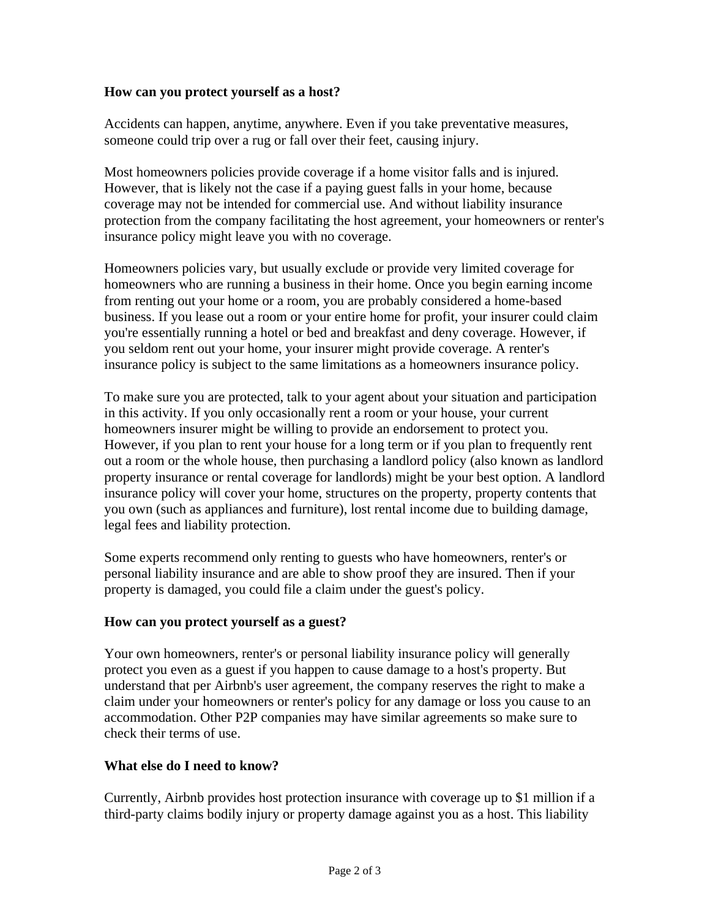**How can you protect yourself as a host?**

Accidents can happen, anytime, anywhere. Even if you take preventative measures, someone could trip over a rug or fall over their feet, causing injury.

Most homeowners policies provide coverage if a home visitor falls and is injured. However, that is likely not the case if a paying guest falls in your home, because coverage may not be intended for commercial use. And without liability insurance protection from the company facilitating the host agreement, your homeowners or renter's insurance policy might leave you with no coverage.

Homeowners policies vary, but usually exclude or provide very limited coverage for homeowners who are running a business in their home. Once you begin earning income from renting out your home or a room, you are probably considered a home-based business. If you lease out a room or your entire home for profit, your insurer could claim you're essentially running a hotel or bed and breakfast and deny coverage. However, if you seldom rent out your home, your insurer might provide coverage. A renter's insurance policy is subject to the same limitations as a homeowners insurance policy.

To make sure you are protected, talk to your agent about your situation and participation in this activity. If you only occasionally rent a room or your house, your current homeowners insurer might be willing to provide an endorsement to protect you. However, if you plan to rent your house for a long term or if you plan to frequently rent out a room or the whole house, then purchasing a landlord policy (also known as landlord property insurance or rental coverage for landlords) might be your best option. A landlord insurance policy will cover your home, structures on the property, property contents that you own (such as appliances and furniture), lost rental income due to building damage, legal fees and liability protection.

Some experts recommend only renting to guests who have homeowners, renter's or personal liability insurance and are able to show proof they are insured. Then if your property is damaged, you could file a claim under the guest's policy.

**How can you protect yourself as a guest?**

Your own homeowners, renter's or personal liability insurance policy will generally protect you even as a guest if you happen to cause damage to a host's property. But understand that per Airbnb's user agreement, the company reserves the right to make a claim under your homeowners or renter's policy for any damage or loss you cause to an accommodation. Other P2P companies may have similar agreements so make sure to check their terms of use.

**What else do I need to know?**

Currently, Airbnb provides host protection insurance with coverage up to $1 million if a third-party claims bodily injury or property damage against you as a host. This liability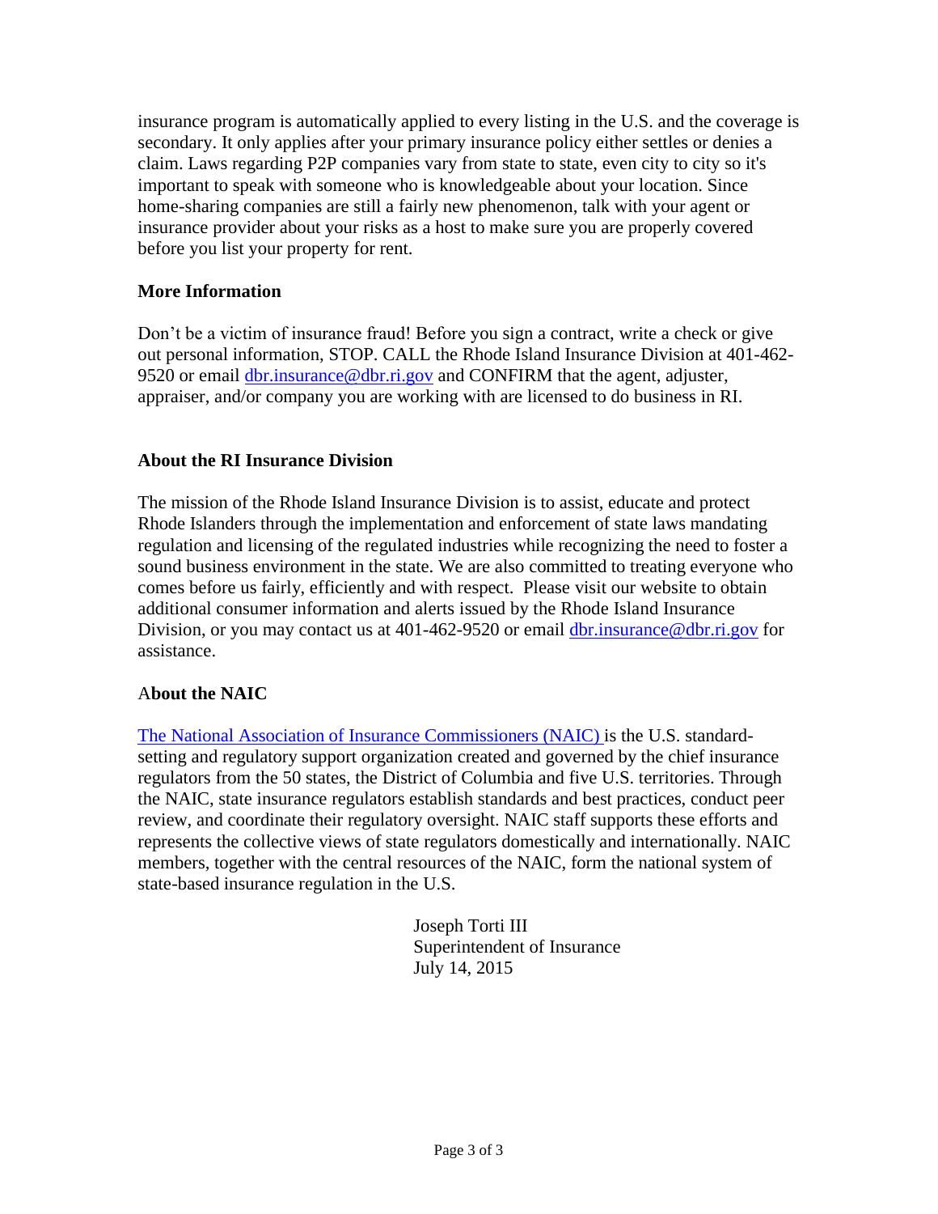insurance program is automatically applied to every listing in the U.S. and the coverage is secondary. It only applies after your primary insurance policy either settles or denies a claim. Laws regarding P2P companies vary from state to state, even city to city so it's important to speak with someone who is knowledgeable about your location. Since home-sharing companies are still a fairly new phenomenon, talk with your agent or insurance provider about your risks as a host to make sure you are properly covered before you list your property for rent.

**More Information**

Don't be a victim of insurance fraud! Before you sign a contract, write a check or give out personal information, STOP. CALL the Rhode Island Insurance Division at 401-462-9520 or email [dbr.insurance@dbr.ri.gov](mailto:dbr.insurance@dbr.ri.gov) and CONFIRM that the agent, adjuster, appraiser, and/or company you are working with are licensed to do business in RI.

**About the RI Insurance Division**

The mission of the Rhode Island Insurance Division is to assist, educate and protect Rhode Islanders through the implementation and enforcement of state laws mandating regulation and licensing of the regulated industries while recognizing the need to foster a sound business environment in the state. We are also committed to treating everyone who comes before us fairly, efficiently and with respect. Please visit our website to obtain additional consumer information and alerts issued by the Rhode Island Insurance Division, or you may contact us at 401-462-9520 or email [dbr.insurance@dbr.ri.gov](mailto:dbr.insurance@dbr.ri.gov) for assistance.

**About the NAIC**

The National Association of Insurance Commissioners (NAIC) is the U.S. standard-setting and regulatory support organization created and governed by the chief insurance regulators from the 50 states, the District of Columbia and five U.S. territories. Through the NAIC, state insurance regulators establish standards and best practices, conduct peer review, and coordinate their regulatory oversight. NAIC staff supports these efforts and represents the collective views of state regulators domestically and internationally. NAIC members, together with the central resources of the NAIC, form the national system of state-based insurance regulation in the U.S.

Joseph Torti III
Superintendent of Insurance
July 14, 2015